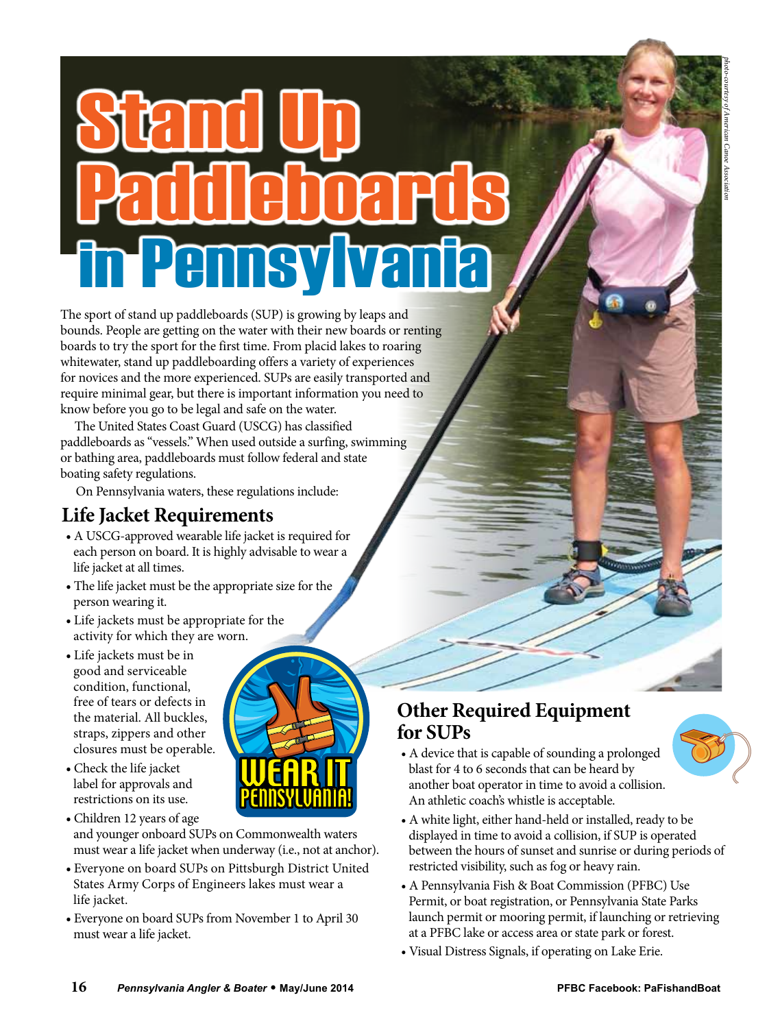# Stand Up Paddleboards in Pennsylvania

*photo-courtesy of American Canoe Association*

The sport of stand up paddleboards (SUP) is growing by leaps and bounds. People are getting on the water with their new boards or renting boards to try the sport for the first time. From placid lakes to roaring whitewater, stand up paddleboarding offers a variety of experiences for novices and the more experienced. SUPs are easily transported and require minimal gear, but there is important information you need to know before you go to be legal and safe on the water.

The United States Coast Guard (USCG) has classified paddleboards as "vessels." When used outside a surfing, swimming or bathing area, paddleboards must follow federal and state boating safety regulations.

On Pennsylvania waters, these regulations include:

## Life Jacket Requirements

- A USCG-approved wearable life jacket is required for each person on board. It is highly advisable to wear a life jacket at all times.
- The life jacket must be the appropriate size for the person wearing it.
- Life jackets must be appropriate for the activity for which they are worn.
- Life jackets must be in good and serviceable condition, functional, free of tears or defects in the material. All buckles, straps, zippers and other closures must be operable.
- Check the life jacket label for approvals and restrictions on its use.
- Children 12 years of age and younger onboard SUPs on Commonwealth waters must wear a life jacket when underway (i.e., not at anchor).
- Everyone on board SUPs on Pittsburgh District United States Army Corps of Engineers lakes must wear a life jacket.
- Everyone on board SUPs from November 1 to April 30 must wear a life jacket.

WEAR IT PENNSYLVANIA!

## Other Required Equipment for SUPs

- A device that is capable of sounding a prolonged blast for 4 to 6 seconds that can be heard by another boat operator in time to avoid a collision. An athletic coach's whistle is acceptable.
- A white light, either hand-held or installed, ready to be displayed in time to avoid a collision, if SUP is operated between the hours of sunset and sunrise or during periods of restricted visibility, such as fog or heavy rain.
- A Pennsylvania Fish & Boat Commission (PFBC) Use Permit, or boat registration, or Pennsylvania State Parks launch permit or mooring permit, if launching or retrieving at a PFBC lake or access area or state park or forest.
- Visual Distress Signals, if operating on Lake Erie.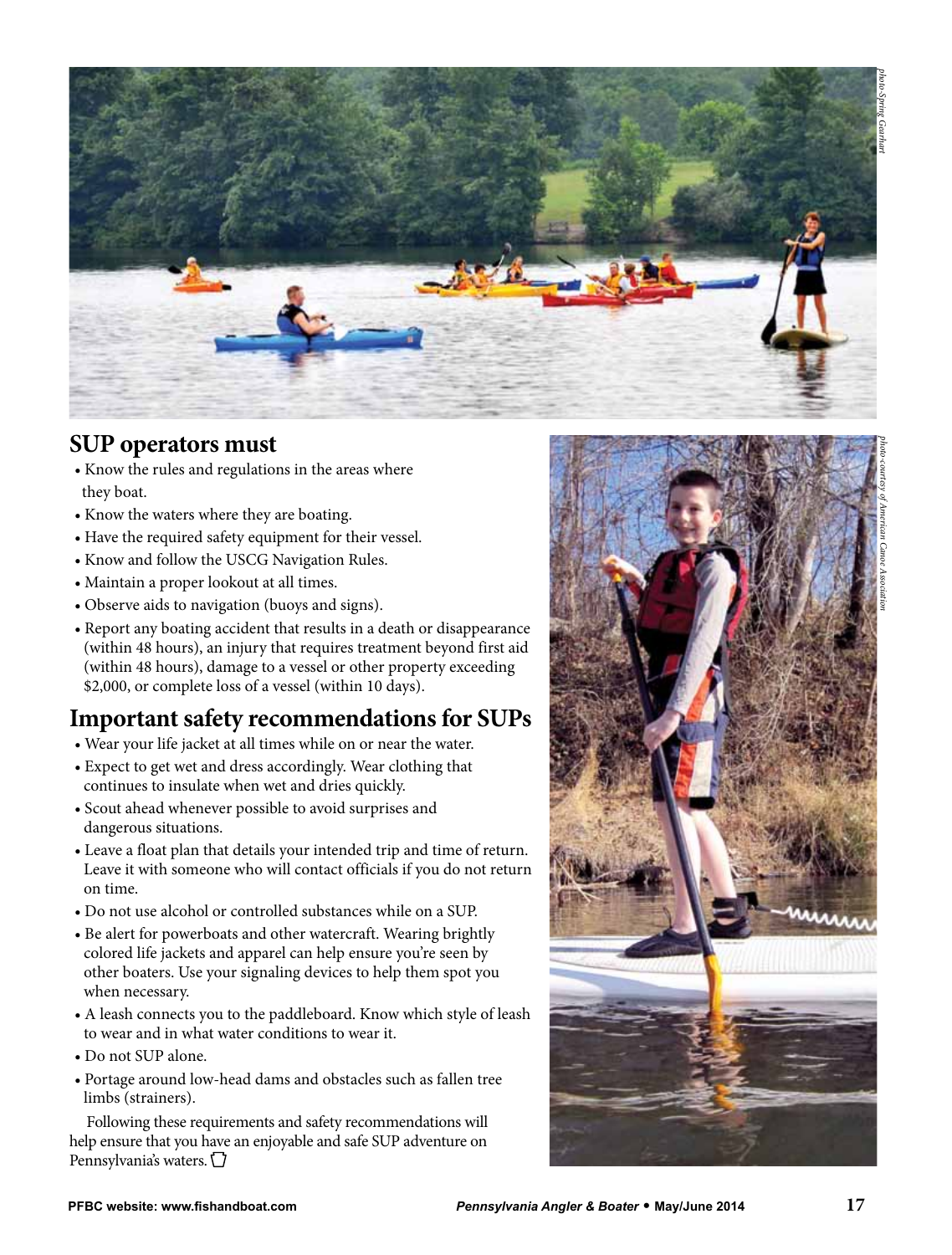## SUP operators must

- Know the rules and regulations in the areas where they boat.
- Know the waters where they are boating.
- Have the required safety equipment for their vessel.
- Know and follow the USCG Navigation Rules.
- Maintain a proper lookout at all times.
- Observe aids to navigation (buoys and signs).
- Report any boating accident that results in a death or disappearance (within 48 hours), an injury that requires treatment beyond first aid (within 48 hours), damage to a vessel or other property exceeding $2,000, or complete loss of a vessel (within 10 days).

## Important safety recommendations for SUPs

- Wear your life jacket at all times while on or near the water.
- Expect to get wet and dress accordingly. Wear clothing that continues to insulate when wet and dries quickly.
- Scout ahead whenever possible to avoid surprises and dangerous situations.
- Leave a float plan that details your intended trip and time of return. Leave it with someone who will contact officials if you do not return on time.
- Do not use alcohol or controlled substances while on a SUP.
- Be alert for powerboats and other watercraft. Wearing brightly colored life jackets and apparel can help ensure you're seen by other boaters. Use your signaling devices to help them spot you when necessary.
- A leash connects you to the paddleboard. Know which style of leash to wear and in what water conditions to wear it.
- Do not SUP alone.
- Portage around low-head dams and obstacles such as fallen tree limbs (strainers).

Following these requirements and safety recommendations will help ensure that you have an enjoyable and safe SUP adventure on Pennsylvania's waters.

*photo-Spring Gearhart*

*photo-courtesy of American Canoe Association*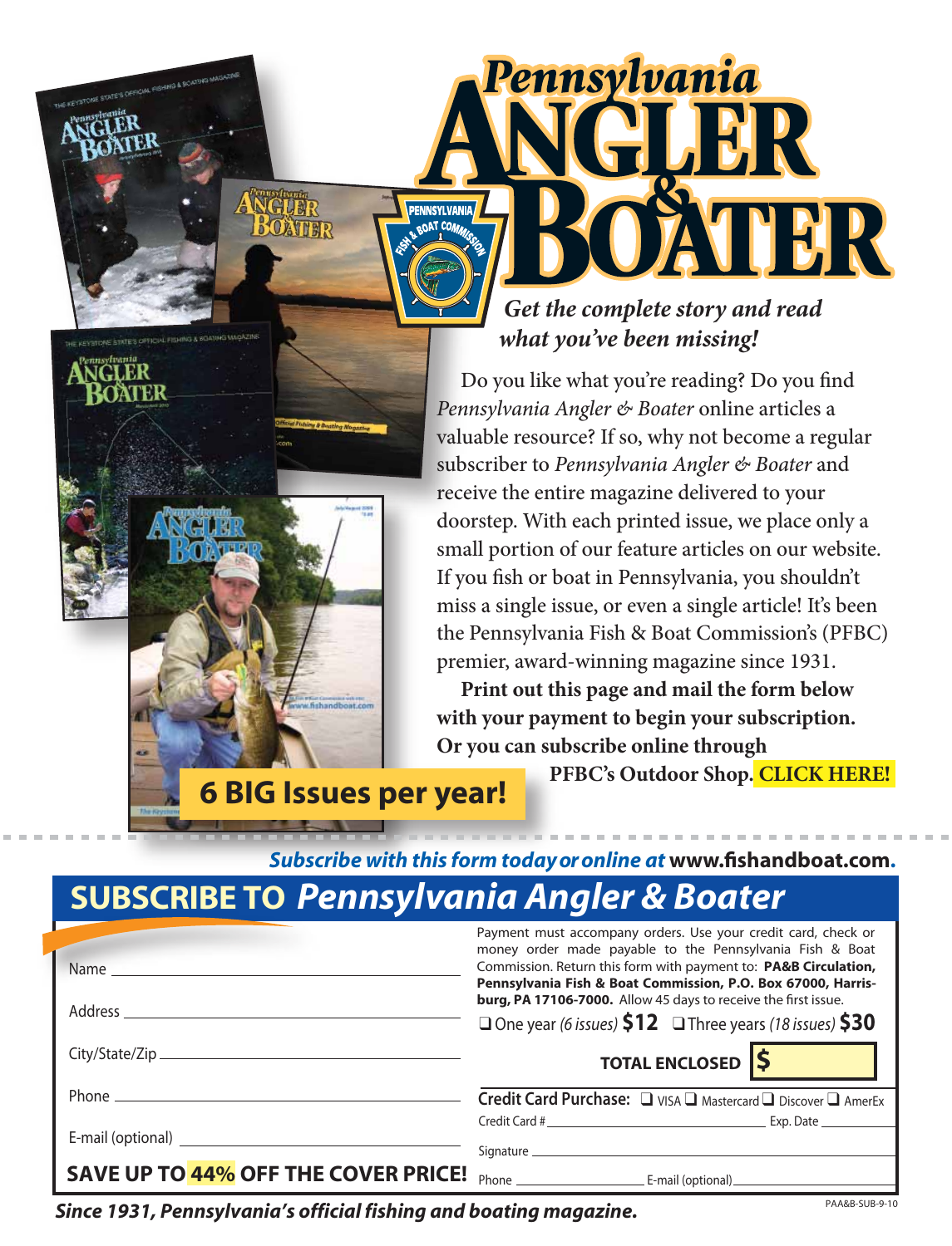# Pennsylvania ANGLER & BOATER

***Get the complete story and read what you've been missing!***

Do you like what you're reading? Do you find *Pennsylvania Angler & Boater* online articles a valuable resource? If so, why not become a regular subscriber to *Pennsylvania Angler & Boater* and receive the entire magazine delivered to your doorstep. With each printed issue, we place only a small portion of our feature articles on our website. If you fish or boat in Pennsylvania, you shouldn't miss a single issue, or even a single article! It's been the Pennsylvania Fish & Boat Commission's (PFBC) premier, award-winning magazine since 1931.

**Print out this page and mail the form below with your payment to begin your subscription. Or you can subscribe online through PFBC's Outdoor Shop. CLICK HERE!**

**6 BIG Issues per year!**

***Subscribe with this form today or online at* www.fishandboat.com.**

## SUBSCRIBE TO *Pennsylvania Angler & Boater*

Name ____________________

Address ____________________

City/State/Zip ____________________

Phone ____________________

E-mail (optional) ____________________

**SAVE UP TO 44% OFF THE COVER PRICE!**

Payment must accompany orders. Use your credit card, check or money order made payable to the Pennsylvania Fish & Boat Commission. Return this form with payment to: **PA&B Circulation, Pennsylvania Fish & Boat Commission, P.O. Box 67000, Harrisburg, PA 17106-7000.** Allow 45 days to receive the first issue.

❑ One year *(6 issues)* **$12** ❑ Three years *(18 issues)* **$30**

**TOTAL ENCLOSED** **$** ________

**Credit Card Purchase:** ❑ VISA ❑ Mastercard ❑ Discover ❑ AmerEx

Credit Card # ____________________ Exp. Date ________

Signature ____________________

Phone ____________________ E-mail (optional) ____________________

***Since 1931, Pennsylvania's official fishing and boating magazine.***

PAA&B-SUB-9-10